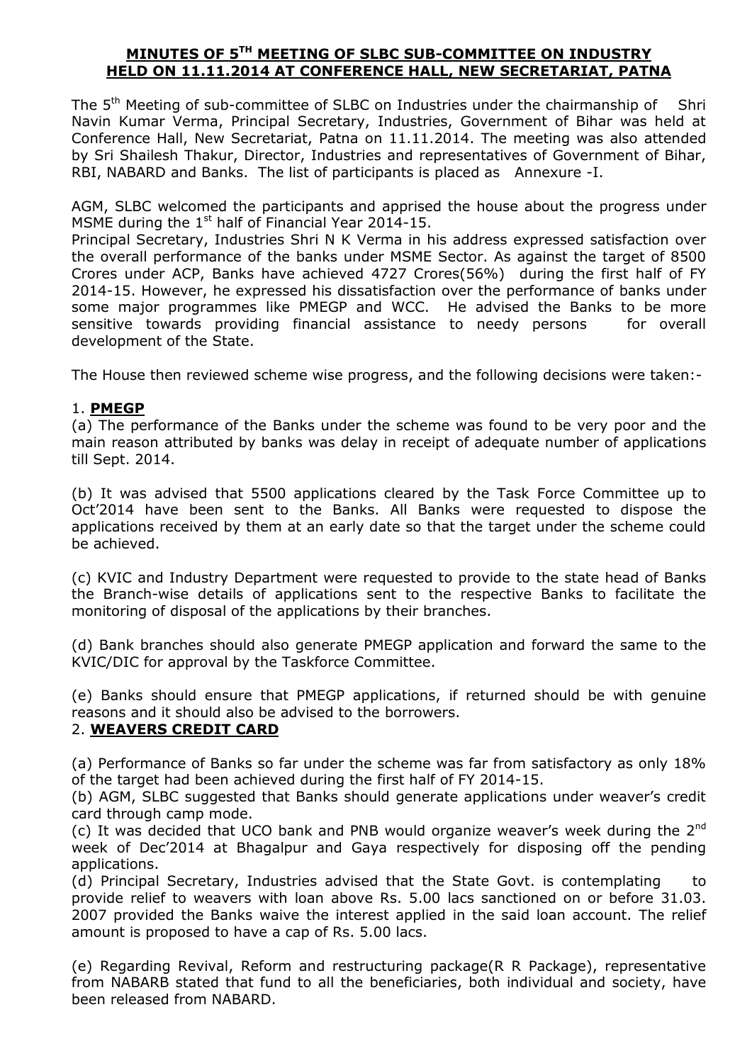# MINUTES OF 5TH MEETING OF SLBC SUB-COMMITTEE ON INDUSTRY HELD ON 11.11.2014 AT CONFERENCE HALL, NEW SECRETARIAT, PATNA

The 5th Meeting of sub-committee of SLBC on Industries under the chairmanship of Shri Navin Kumar Verma, Principal Secretary, Industries, Government of Bihar was held at Conference Hall, New Secretariat, Patna on 11.11.2014. The meeting was also attended by Sri Shailesh Thakur, Director, Industries and representatives of Government of Bihar, RBI, NABARD and Banks. The list of participants is placed as Annexure -I.

AGM, SLBC welcomed the participants and apprised the house about the progress under MSME during the 1st half of Financial Year 2014-15.

Principal Secretary, Industries Shri N K Verma in his address expressed satisfaction over the overall performance of the banks under MSME Sector. As against the target of 8500 Crores under ACP, Banks have achieved 4727 Crores(56%) during the first half of FY 2014-15. However, he expressed his dissatisfaction over the performance of banks under some major programmes like PMEGP and WCC. He advised the Banks to be more sensitive towards providing financial assistance to needy persons for overall development of the State.

The House then reviewed scheme wise progress, and the following decisions were taken:-

1. **PMEGP**

(a) The performance of the Banks under the scheme was found to be very poor and the main reason attributed by banks was delay in receipt of adequate number of applications till Sept. 2014.

(b) It was advised that 5500 applications cleared by the Task Force Committee up to Oct'2014 have been sent to the Banks. All Banks were requested to dispose the applications received by them at an early date so that the target under the scheme could be achieved.

(c) KVIC and Industry Department were requested to provide to the state head of Banks the Branch-wise details of applications sent to the respective Banks to facilitate the monitoring of disposal of the applications by their branches.

(d) Bank branches should also generate PMEGP application and forward the same to the KVIC/DIC for approval by the Taskforce Committee.

(e) Banks should ensure that PMEGP applications, if returned should be with genuine reasons and it should also be advised to the borrowers.

2. **WEAVERS CREDIT CARD**

(a) Performance of Banks so far under the scheme was far from satisfactory as only 18% of the target had been achieved during the first half of FY 2014-15.

(b) AGM, SLBC suggested that Banks should generate applications under weaver's credit card through camp mode.

(c) It was decided that UCO bank and PNB would organize weaver's week during the 2nd week of Dec'2014 at Bhagalpur and Gaya respectively for disposing off the pending applications.

(d) Principal Secretary, Industries advised that the State Govt. is contemplating to provide relief to weavers with loan above Rs. 5.00 lacs sanctioned on or before 31.03. 2007 provided the Banks waive the interest applied in the said loan account. The relief amount is proposed to have a cap of Rs. 5.00 lacs.

(e) Regarding Revival, Reform and restructuring package(R R Package), representative from NABARB stated that fund to all the beneficiaries, both individual and society, have been released from NABARD.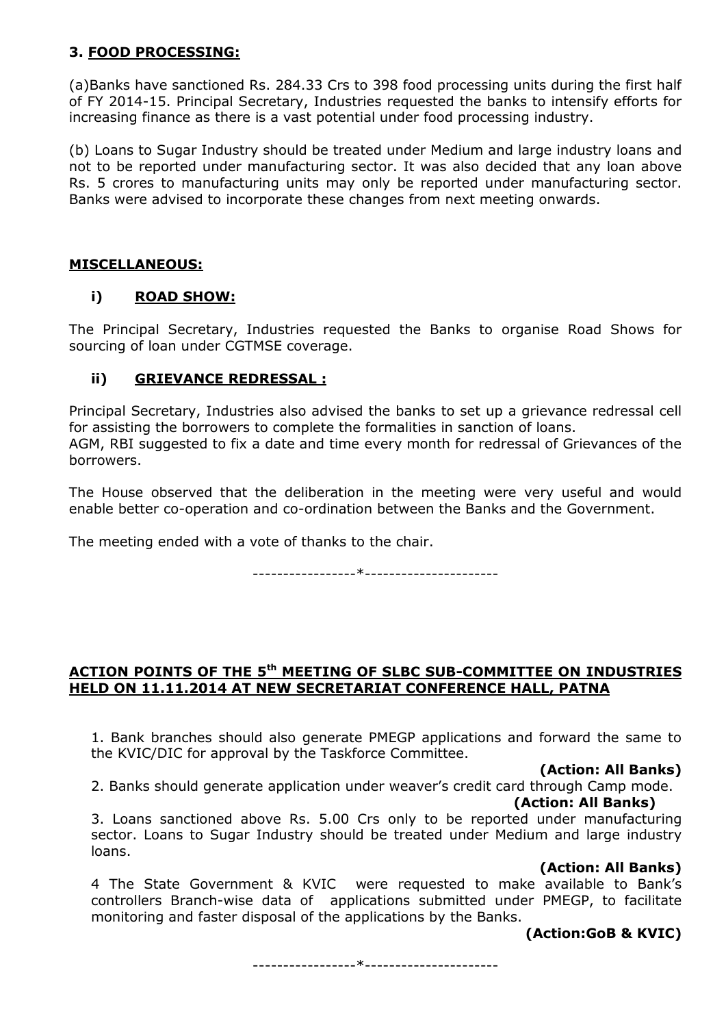### 3. FOOD PROCESSING:

(a)Banks have sanctioned Rs. 284.33 Crs to 398 food processing units during the first half of FY 2014-15. Principal Secretary, Industries requested the banks to intensify efforts for increasing finance as there is a vast potential under food processing industry.

(b) Loans to Sugar Industry should be treated under Medium and large industry loans and not to be reported under manufacturing sector. It was also decided that any loan above Rs. 5 crores to manufacturing units may only be reported under manufacturing sector. Banks were advised to incorporate these changes from next meeting onwards.

### MISCELLANEOUS:

#### i) ROAD SHOW:

The Principal Secretary, Industries requested the Banks to organise Road Shows for sourcing of loan under CGTMSE coverage.

#### ii) GRIEVANCE REDRESSAL :

Principal Secretary, Industries also advised the banks to set up a grievance redressal cell for assisting the borrowers to complete the formalities in sanction of loans.
AGM, RBI suggested to fix a date and time every month for redressal of Grievances of the borrowers.

The House observed that the deliberation in the meeting were very useful and would enable better co-operation and co-ordination between the Banks and the Government.

The meeting ended with a vote of thanks to the chair.

-----------------*----------------------

## ACTION POINTS OF THE 5th MEETING OF SLBC SUB-COMMITTEE ON INDUSTRIES HELD ON 11.11.2014 AT NEW SECRETARIAT CONFERENCE HALL, PATNA

1. Bank branches should also generate PMEGP applications and forward the same to the KVIC/DIC for approval by the Taskforce Committee.

**(Action: All Banks)**

2. Banks should generate application under weaver's credit card through Camp mode.

**(Action: All Banks)**

3. Loans sanctioned above Rs. 5.00 Crs only to be reported under manufacturing sector. Loans to Sugar Industry should be treated under Medium and large industry loans.

**(Action: All Banks)**

4 The State Government & KVIC were requested to make available to Bank's controllers Branch-wise data of applications submitted under PMEGP, to facilitate monitoring and faster disposal of the applications by the Banks.

**(Action:GoB & KVIC)**

-----------------*----------------------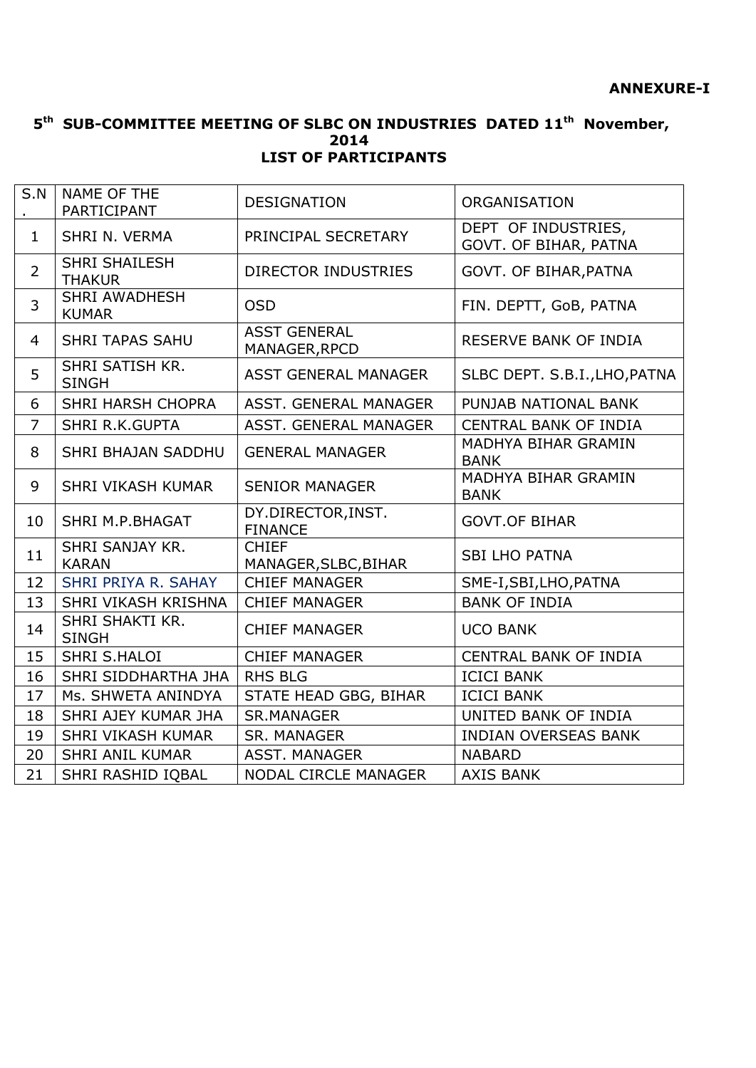**ANNEXURE-I**

## 5th SUB-COMMITTEE MEETING OF SLBC ON INDUSTRIES DATED 11th November, 2014

## LIST OF PARTICIPANTS

| S.N. | NAME OF THE PARTICIPANT | DESIGNATION | ORGANISATION |
|---|---|---|---|
| 1 | SHRI N. VERMA | PRINCIPAL SECRETARY | DEPT OF INDUSTRIES, GOVT. OF BIHAR, PATNA |
| 2 | SHRI SHAILESH THAKUR | DIRECTOR INDUSTRIES | GOVT. OF BIHAR,PATNA |
| 3 | SHRI AWADHESH KUMAR | OSD | FIN. DEPTT, GoB, PATNA |
| 4 | SHRI TAPAS SAHU | ASST GENERAL MANAGER,RPCD | RESERVE BANK OF INDIA |
| 5 | SHRI SATISH KR. SINGH | ASST GENERAL MANAGER | SLBC DEPT. S.B.I.,LHO,PATNA |
| 6 | SHRI HARSH CHOPRA | ASST. GENERAL MANAGER | PUNJAB NATIONAL BANK |
| 7 | SHRI R.K.GUPTA | ASST. GENERAL MANAGER | CENTRAL BANK OF INDIA |
| 8 | SHRI BHAJAN SADDHU | GENERAL MANAGER | MADHYA BIHAR GRAMIN BANK |
| 9 | SHRI VIKASH KUMAR | SENIOR MANAGER | MADHYA BIHAR GRAMIN BANK |
| 10 | SHRI M.P.BHAGAT | DY.DIRECTOR,INST. FINANCE | GOVT.OF BIHAR |
| 11 | SHRI SANJAY KR. KARAN | CHIEF MANAGER,SLBC,BIHAR | SBI LHO PATNA |
| 12 | SHRI PRIYA R. SAHAY | CHIEF MANAGER | SME-I,SBI,LHO,PATNA |
| 13 | SHRI VIKASH KRISHNA | CHIEF MANAGER | BANK OF INDIA |
| 14 | SHRI SHAKTI KR. SINGH | CHIEF MANAGER | UCO BANK |
| 15 | SHRI S.HALOI | CHIEF MANAGER | CENTRAL BANK OF INDIA |
| 16 | SHRI SIDDHARTHA JHA | RHS BLG | ICICI BANK |
| 17 | Ms. SHWETA ANINDYA | STATE HEAD GBG, BIHAR | ICICI BANK |
| 18 | SHRI AJEY KUMAR JHA | SR.MANAGER | UNITED BANK OF INDIA |
| 19 | SHRI VIKASH KUMAR | SR. MANAGER | INDIAN OVERSEAS BANK |
| 20 | SHRI ANIL KUMAR | ASST. MANAGER | NABARD |
| 21 | SHRI RASHID IQBAL | NODAL CIRCLE MANAGER | AXIS BANK |